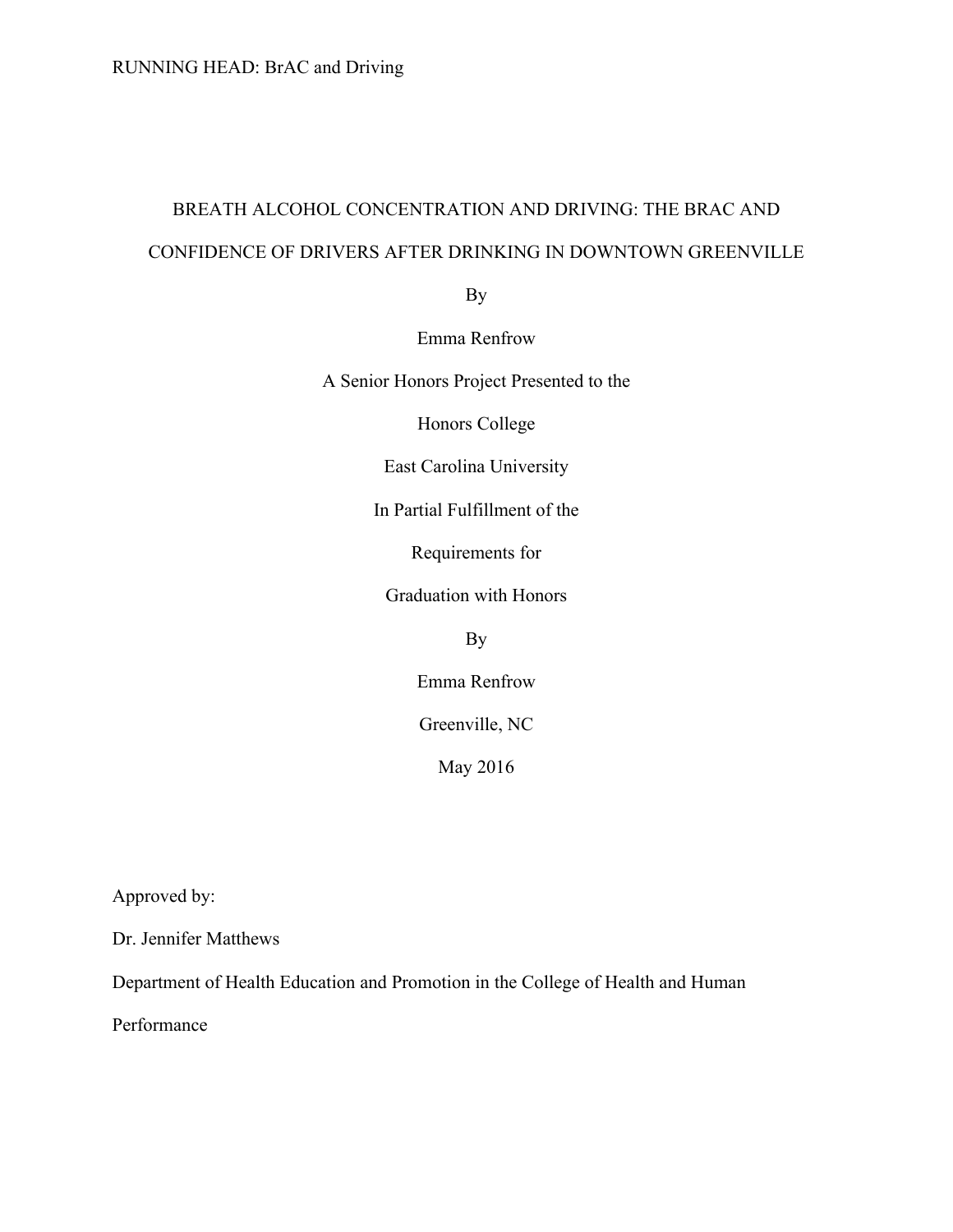# BREATH ALCOHOL CONCENTRATION AND DRIVING: THE BRAC AND CONFIDENCE OF DRIVERS AFTER DRINKING IN DOWNTOWN GREENVILLE

By

Emma Renfrow

A Senior Honors Project Presented to the

Honors College

East Carolina University

In Partial Fulfillment of the

Requirements for

Graduation with Honors

By

Emma Renfrow

Greenville, NC

May 2016

Approved by:

Dr. Jennifer Matthews

Department of Health Education and Promotion in the College of Health and Human Performance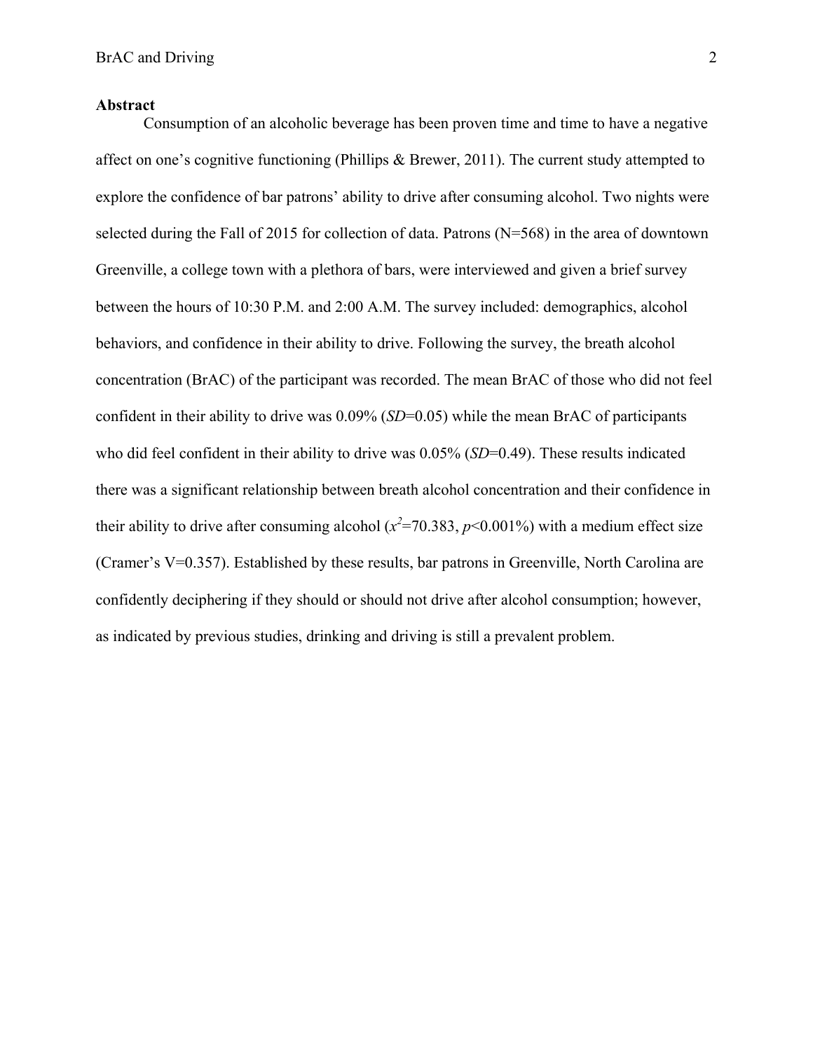## Abstract

Consumption of an alcoholic beverage has been proven time and time to have a negative affect on one's cognitive functioning (Phillips & Brewer, 2011). The current study attempted to explore the confidence of bar patrons' ability to drive after consuming alcohol. Two nights were selected during the Fall of 2015 for collection of data. Patrons (N=568) in the area of downtown Greenville, a college town with a plethora of bars, were interviewed and given a brief survey between the hours of 10:30 P.M. and 2:00 A.M. The survey included: demographics, alcohol behaviors, and confidence in their ability to drive. Following the survey, the breath alcohol concentration (BrAC) of the participant was recorded. The mean BrAC of those who did not feel confident in their ability to drive was 0.09% (*SD*=0.05) while the mean BrAC of participants who did feel confident in their ability to drive was 0.05% (*SD*=0.49). These results indicated there was a significant relationship between breath alcohol concentration and their confidence in their ability to drive after consuming alcohol ($x^2$=70.383, $p$<0.001%) with a medium effect size (Cramer's V=0.357). Established by these results, bar patrons in Greenville, North Carolina are confidently deciphering if they should or should not drive after alcohol consumption; however, as indicated by previous studies, drinking and driving is still a prevalent problem.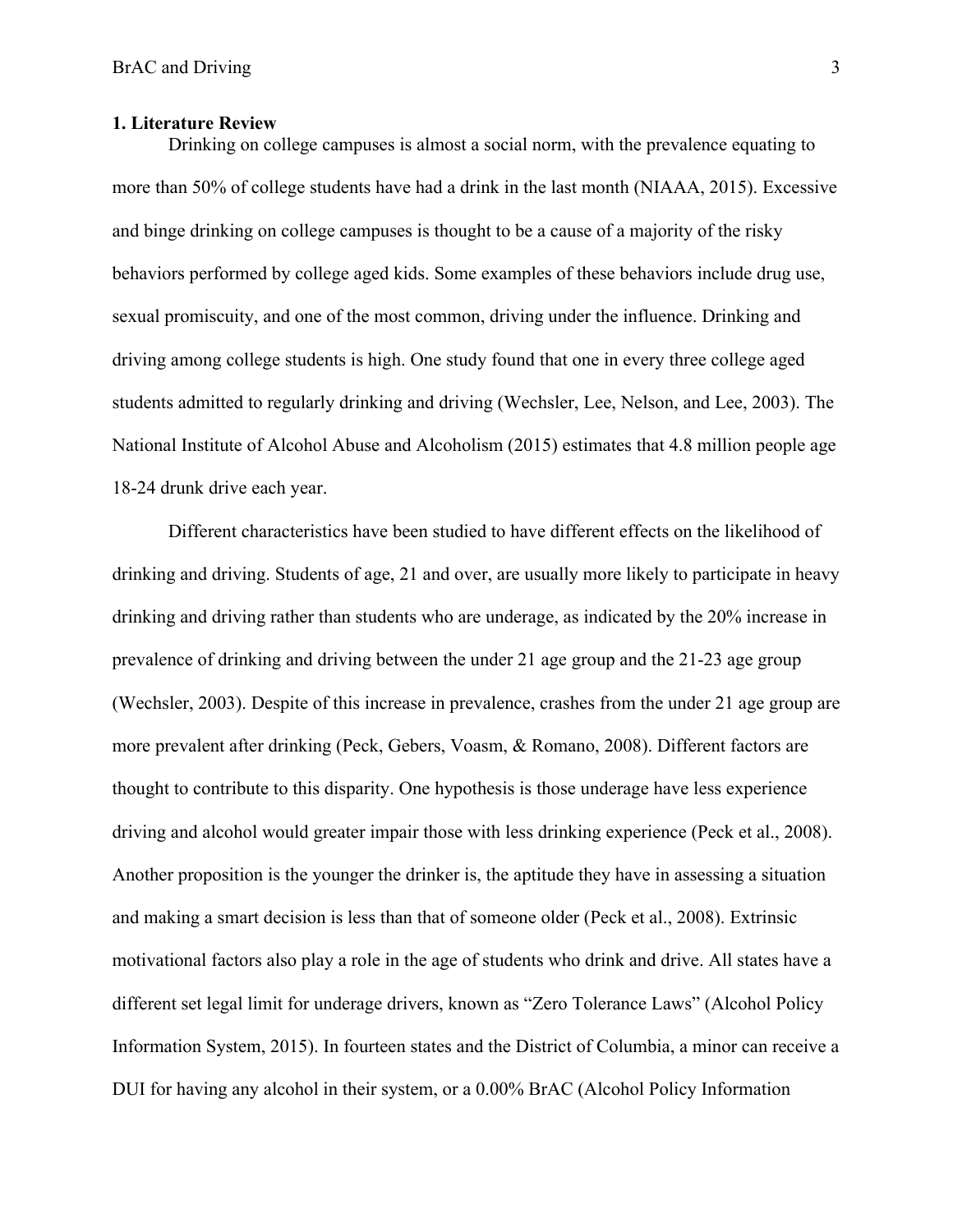## 1. Literature Review

Drinking on college campuses is almost a social norm, with the prevalence equating to more than 50% of college students have had a drink in the last month (NIAAA, 2015). Excessive and binge drinking on college campuses is thought to be a cause of a majority of the risky behaviors performed by college aged kids. Some examples of these behaviors include drug use, sexual promiscuity, and one of the most common, driving under the influence. Drinking and driving among college students is high. One study found that one in every three college aged students admitted to regularly drinking and driving (Wechsler, Lee, Nelson, and Lee, 2003). The National Institute of Alcohol Abuse and Alcoholism (2015) estimates that 4.8 million people age 18-24 drunk drive each year.

Different characteristics have been studied to have different effects on the likelihood of drinking and driving. Students of age, 21 and over, are usually more likely to participate in heavy drinking and driving rather than students who are underage, as indicated by the 20% increase in prevalence of drinking and driving between the under 21 age group and the 21-23 age group (Wechsler, 2003). Despite of this increase in prevalence, crashes from the under 21 age group are more prevalent after drinking (Peck, Gebers, Voasm, & Romano, 2008). Different factors are thought to contribute to this disparity. One hypothesis is those underage have less experience driving and alcohol would greater impair those with less drinking experience (Peck et al., 2008). Another proposition is the younger the drinker is, the aptitude they have in assessing a situation and making a smart decision is less than that of someone older (Peck et al., 2008). Extrinsic motivational factors also play a role in the age of students who drink and drive. All states have a different set legal limit for underage drivers, known as "Zero Tolerance Laws" (Alcohol Policy Information System, 2015). In fourteen states and the District of Columbia, a minor can receive a DUI for having any alcohol in their system, or a 0.00% BrAC (Alcohol Policy Information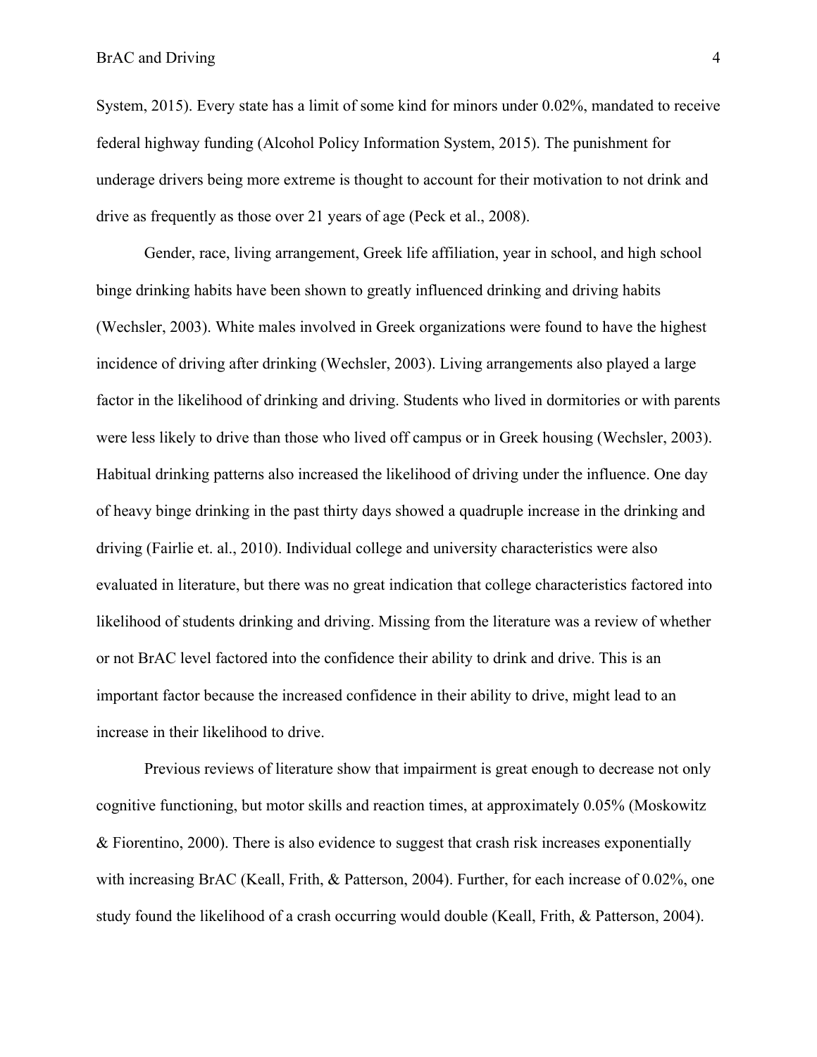System, 2015). Every state has a limit of some kind for minors under 0.02%, mandated to receive federal highway funding (Alcohol Policy Information System, 2015). The punishment for underage drivers being more extreme is thought to account for their motivation to not drink and drive as frequently as those over 21 years of age (Peck et al., 2008).

Gender, race, living arrangement, Greek life affiliation, year in school, and high school binge drinking habits have been shown to greatly influenced drinking and driving habits (Wechsler, 2003). White males involved in Greek organizations were found to have the highest incidence of driving after drinking (Wechsler, 2003). Living arrangements also played a large factor in the likelihood of drinking and driving. Students who lived in dormitories or with parents were less likely to drive than those who lived off campus or in Greek housing (Wechsler, 2003). Habitual drinking patterns also increased the likelihood of driving under the influence. One day of heavy binge drinking in the past thirty days showed a quadruple increase in the drinking and driving (Fairlie et. al., 2010). Individual college and university characteristics were also evaluated in literature, but there was no great indication that college characteristics factored into likelihood of students drinking and driving. Missing from the literature was a review of whether or not BrAC level factored into the confidence their ability to drink and drive. This is an important factor because the increased confidence in their ability to drive, might lead to an increase in their likelihood to drive.

Previous reviews of literature show that impairment is great enough to decrease not only cognitive functioning, but motor skills and reaction times, at approximately 0.05% (Moskowitz & Fiorentino, 2000). There is also evidence to suggest that crash risk increases exponentially with increasing BrAC (Keall, Frith, & Patterson, 2004). Further, for each increase of 0.02%, one study found the likelihood of a crash occurring would double (Keall, Frith, & Patterson, 2004).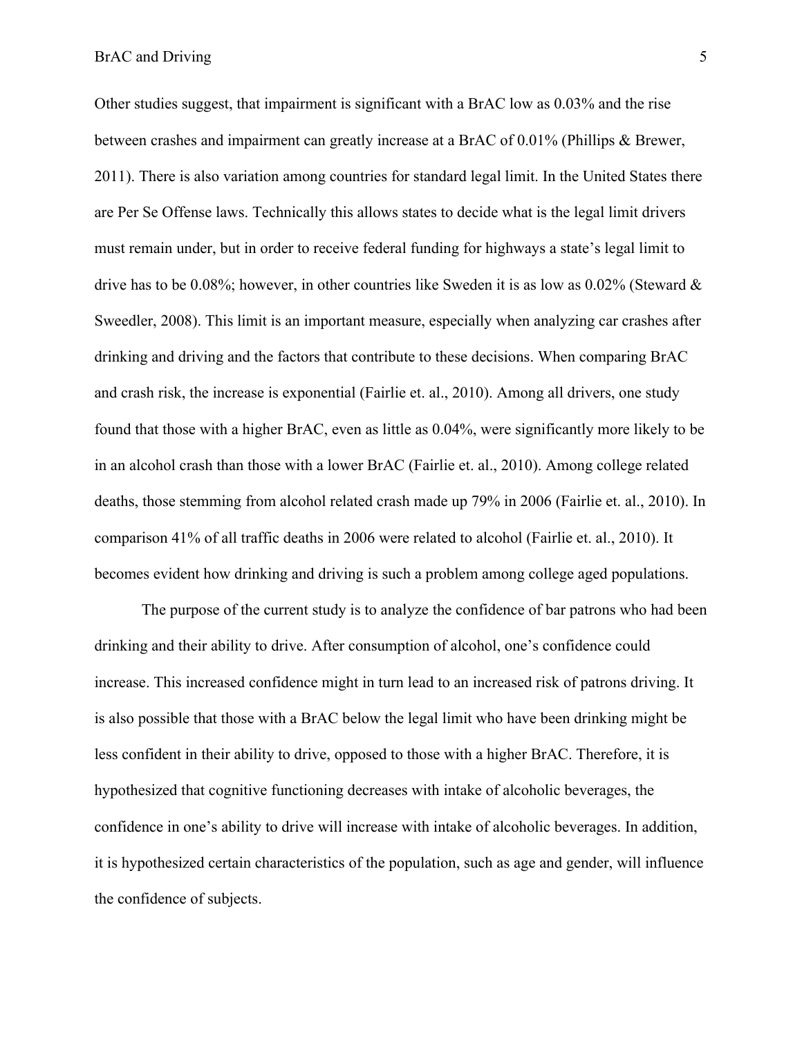Other studies suggest, that impairment is significant with a BrAC low as 0.03% and the rise between crashes and impairment can greatly increase at a BrAC of 0.01% (Phillips & Brewer, 2011). There is also variation among countries for standard legal limit. In the United States there are Per Se Offense laws. Technically this allows states to decide what is the legal limit drivers must remain under, but in order to receive federal funding for highways a state's legal limit to drive has to be 0.08%; however, in other countries like Sweden it is as low as 0.02% (Steward & Sweedler, 2008). This limit is an important measure, especially when analyzing car crashes after drinking and driving and the factors that contribute to these decisions. When comparing BrAC and crash risk, the increase is exponential (Fairlie et. al., 2010). Among all drivers, one study found that those with a higher BrAC, even as little as 0.04%, were significantly more likely to be in an alcohol crash than those with a lower BrAC (Fairlie et. al., 2010). Among college related deaths, those stemming from alcohol related crash made up 79% in 2006 (Fairlie et. al., 2010). In comparison 41% of all traffic deaths in 2006 were related to alcohol (Fairlie et. al., 2010). It becomes evident how drinking and driving is such a problem among college aged populations.

The purpose of the current study is to analyze the confidence of bar patrons who had been drinking and their ability to drive. After consumption of alcohol, one's confidence could increase. This increased confidence might in turn lead to an increased risk of patrons driving. It is also possible that those with a BrAC below the legal limit who have been drinking might be less confident in their ability to drive, opposed to those with a higher BrAC. Therefore, it is hypothesized that cognitive functioning decreases with intake of alcoholic beverages, the confidence in one's ability to drive will increase with intake of alcoholic beverages. In addition, it is hypothesized certain characteristics of the population, such as age and gender, will influence the confidence of subjects.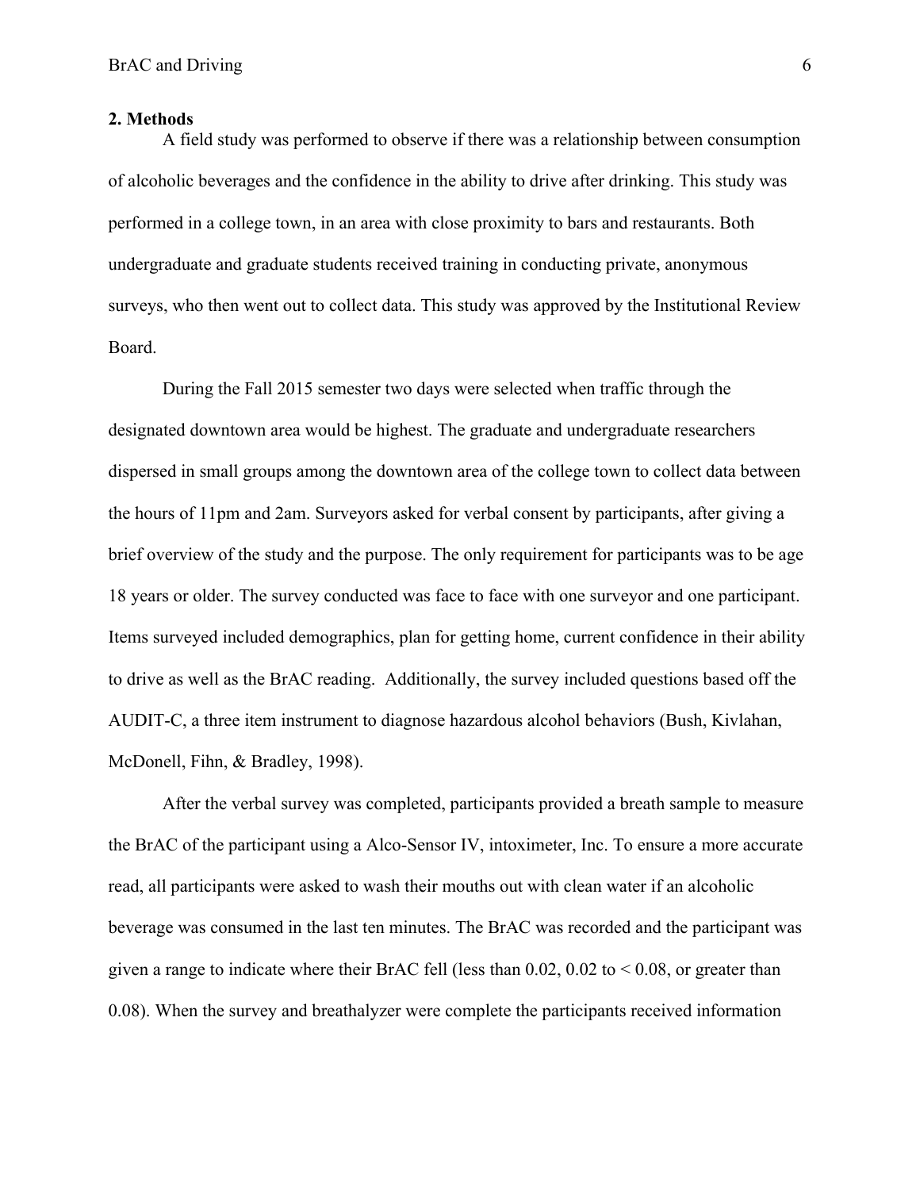## 2. Methods

A field study was performed to observe if there was a relationship between consumption of alcoholic beverages and the confidence in the ability to drive after drinking. This study was performed in a college town, in an area with close proximity to bars and restaurants. Both undergraduate and graduate students received training in conducting private, anonymous surveys, who then went out to collect data. This study was approved by the Institutional Review Board.

During the Fall 2015 semester two days were selected when traffic through the designated downtown area would be highest. The graduate and undergraduate researchers dispersed in small groups among the downtown area of the college town to collect data between the hours of 11pm and 2am. Surveyors asked for verbal consent by participants, after giving a brief overview of the study and the purpose. The only requirement for participants was to be age 18 years or older. The survey conducted was face to face with one surveyor and one participant. Items surveyed included demographics, plan for getting home, current confidence in their ability to drive as well as the BrAC reading. Additionally, the survey included questions based off the AUDIT-C, a three item instrument to diagnose hazardous alcohol behaviors (Bush, Kivlahan, McDonell, Fihn, & Bradley, 1998).

After the verbal survey was completed, participants provided a breath sample to measure the BrAC of the participant using a Alco-Sensor IV, intoximeter, Inc. To ensure a more accurate read, all participants were asked to wash their mouths out with clean water if an alcoholic beverage was consumed in the last ten minutes. The BrAC was recorded and the participant was given a range to indicate where their BrAC fell (less than 0.02, 0.02 to < 0.08, or greater than 0.08). When the survey and breathalyzer were complete the participants received information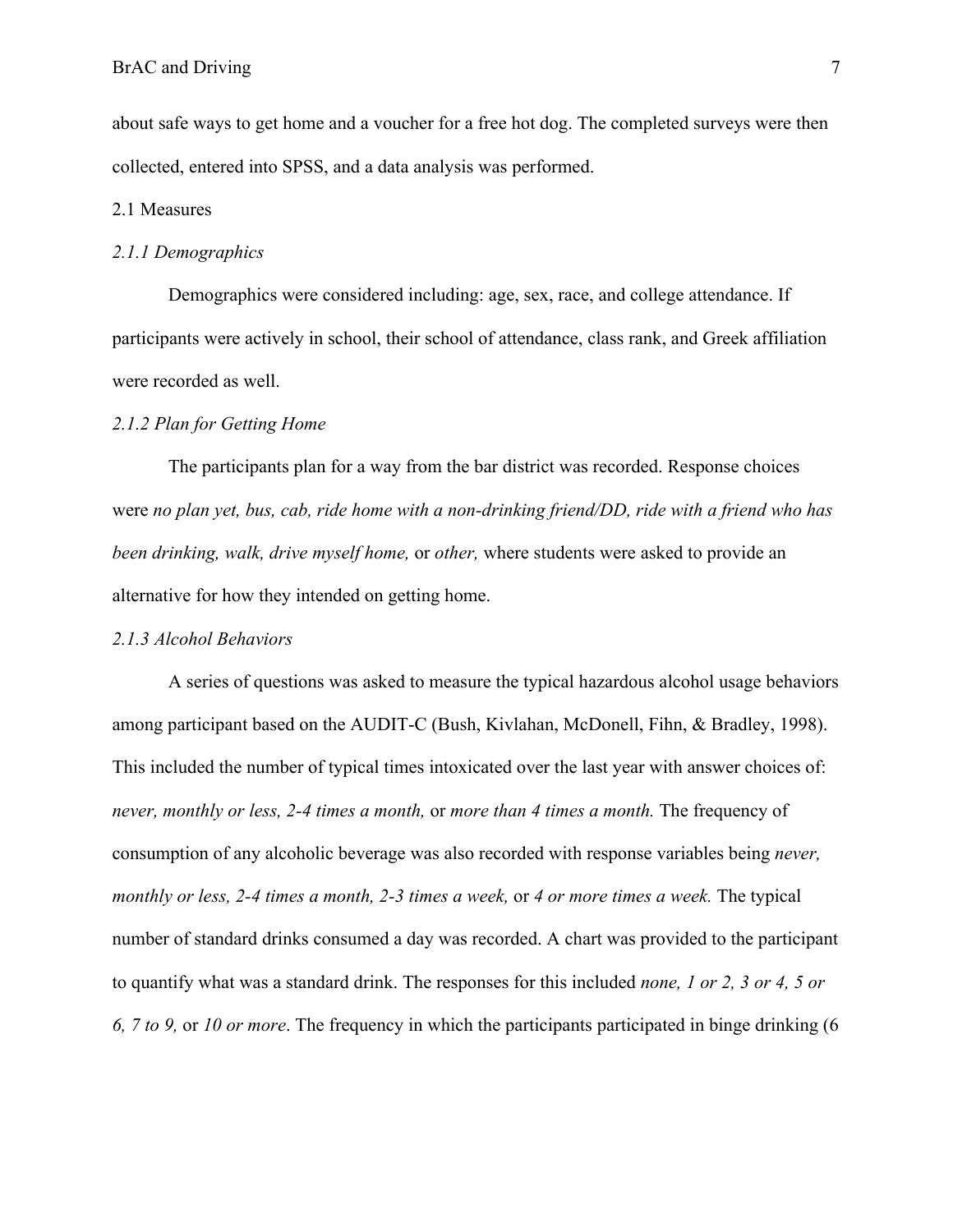about safe ways to get home and a voucher for a free hot dog. The completed surveys were then collected, entered into SPSS, and a data analysis was performed.

## 2.1 Measures

### *2.1.1 Demographics*

Demographics were considered including: age, sex, race, and college attendance. If participants were actively in school, their school of attendance, class rank, and Greek affiliation were recorded as well.

### *2.1.2 Plan for Getting Home*

The participants plan for a way from the bar district was recorded. Response choices were *no plan yet, bus, cab, ride home with a non-drinking friend/DD, ride with a friend who has been drinking, walk, drive myself home,* or *other,* where students were asked to provide an alternative for how they intended on getting home.

### *2.1.3 Alcohol Behaviors*

A series of questions was asked to measure the typical hazardous alcohol usage behaviors among participant based on the AUDIT-C (Bush, Kivlahan, McDonell, Fihn, & Bradley, 1998). This included the number of typical times intoxicated over the last year with answer choices of: *never, monthly or less, 2-4 times a month,* or *more than 4 times a month.* The frequency of consumption of any alcoholic beverage was also recorded with response variables being *never, monthly or less, 2-4 times a month, 2-3 times a week,* or *4 or more times a week.* The typical number of standard drinks consumed a day was recorded. A chart was provided to the participant to quantify what was a standard drink. The responses for this included *none, 1 or 2, 3 or 4, 5 or 6, 7 to 9,* or *10 or more*. The frequency in which the participants participated in binge drinking (6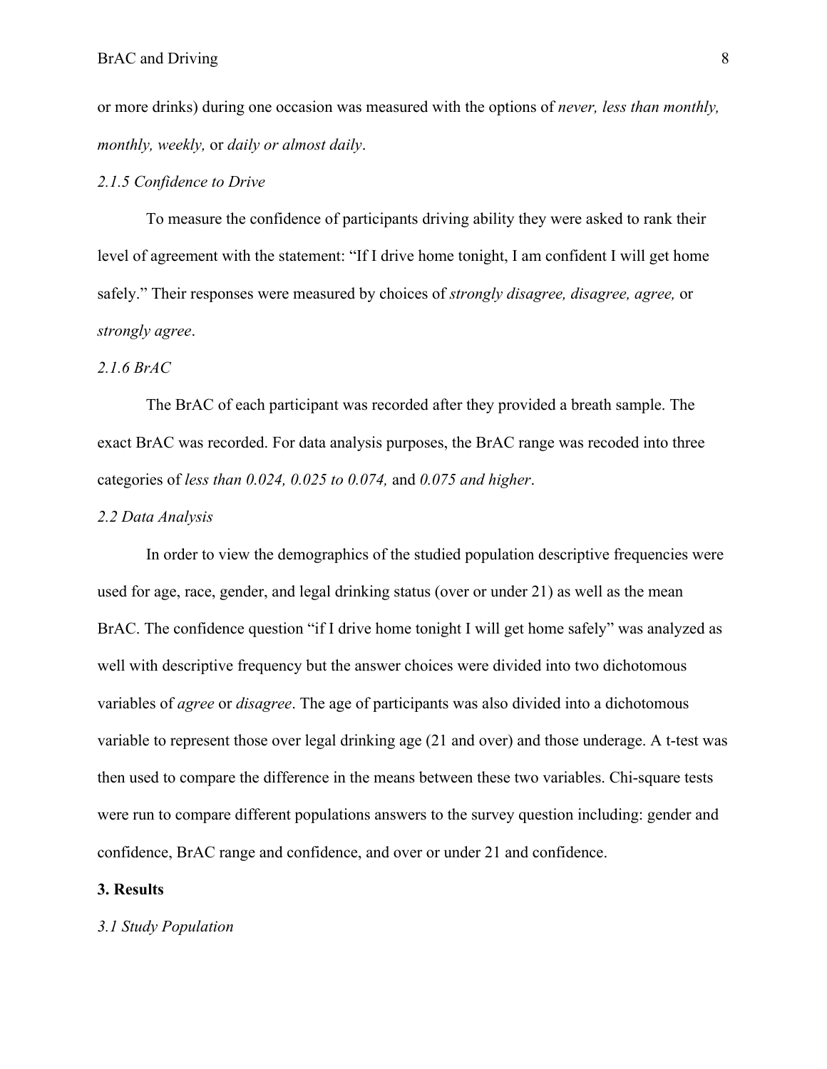or more drinks) during one occasion was measured with the options of *never, less than monthly, monthly, weekly,* or *daily or almost daily*.

### *2.1.5 Confidence to Drive*

To measure the confidence of participants driving ability they were asked to rank their level of agreement with the statement: "If I drive home tonight, I am confident I will get home safely." Their responses were measured by choices of *strongly disagree, disagree, agree,* or *strongly agree*.

### *2.1.6 BrAC*

The BrAC of each participant was recorded after they provided a breath sample. The exact BrAC was recorded. For data analysis purposes, the BrAC range was recoded into three categories of *less than 0.024, 0.025 to 0.074,* and *0.075 and higher*.

### *2.2 Data Analysis*

In order to view the demographics of the studied population descriptive frequencies were used for age, race, gender, and legal drinking status (over or under 21) as well as the mean BrAC. The confidence question "if I drive home tonight I will get home safely" was analyzed as well with descriptive frequency but the answer choices were divided into two dichotomous variables of *agree* or *disagree*. The age of participants was also divided into a dichotomous variable to represent those over legal drinking age (21 and over) and those underage. A t-test was then used to compare the difference in the means between these two variables. Chi-square tests were run to compare different populations answers to the survey question including: gender and confidence, BrAC range and confidence, and over or under 21 and confidence.

## **3. Results**

### *3.1 Study Population*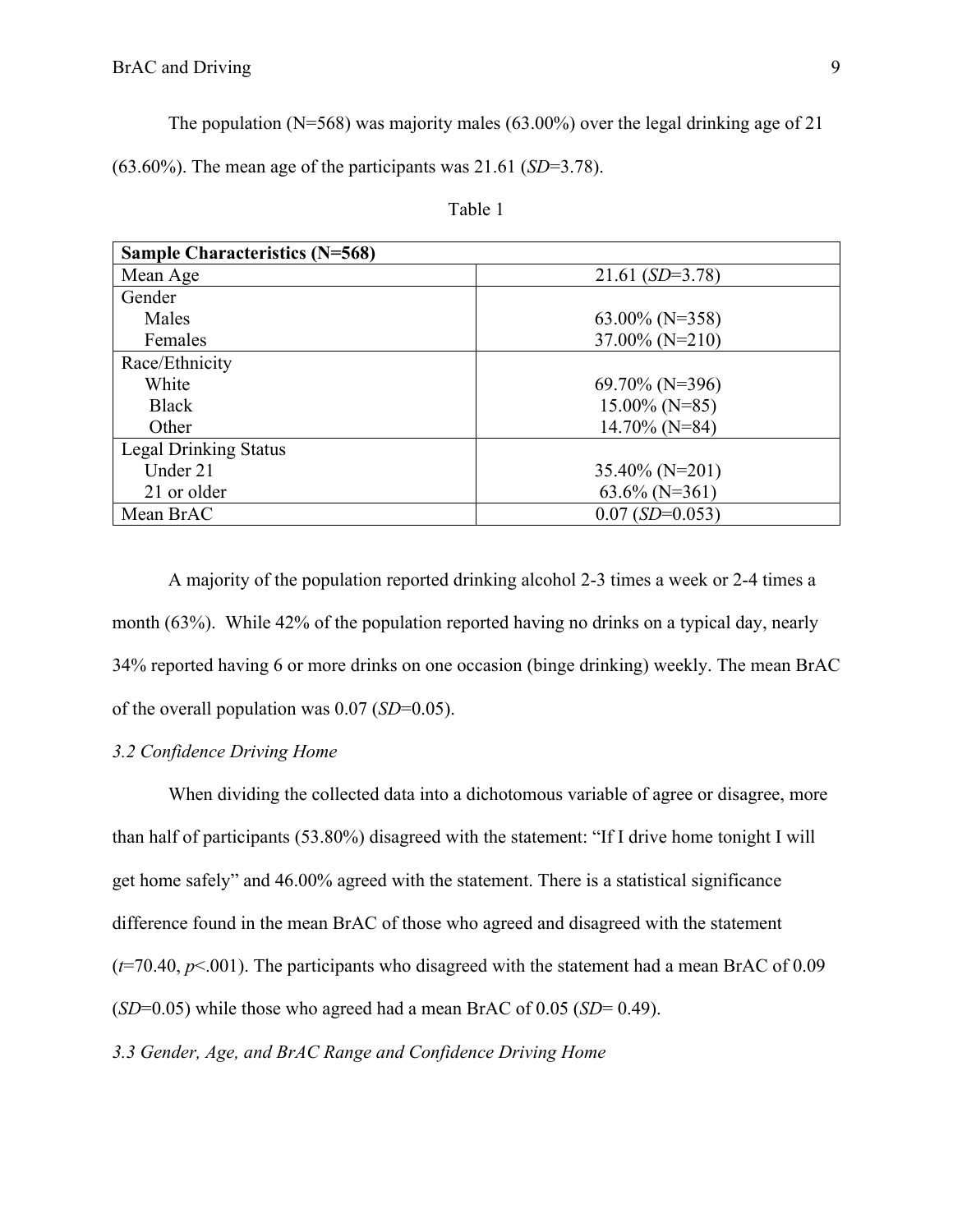The population (N=568) was majority males (63.00%) over the legal drinking age of 21 (63.60%). The mean age of the participants was 21.61 (*SD*=3.78).

Table 1

| **Sample Characteristics (N=568)** | |
|---|---|
| Mean Age | 21.61 (*SD*=3.78) |
| Gender | |
| Males | 63.00% (N=358) |
| Females | 37.00% (N=210) |
| Race/Ethnicity | |
| White | 69.70% (N=396) |
| Black | 15.00% (N=85) |
| Other | 14.70% (N=84) |
| Legal Drinking Status | |
| Under 21 | 35.40% (N=201) |
| 21 or older | 63.6% (N=361) |
| Mean BrAC | 0.07 (*SD*=0.053) |

A majority of the population reported drinking alcohol 2-3 times a week or 2-4 times a month (63%). While 42% of the population reported having no drinks on a typical day, nearly 34% reported having 6 or more drinks on one occasion (binge drinking) weekly. The mean BrAC of the overall population was 0.07 (*SD*=0.05).

### *3.2 Confidence Driving Home*

When dividing the collected data into a dichotomous variable of agree or disagree, more than half of participants (53.80%) disagreed with the statement: "If I drive home tonight I will get home safely" and 46.00% agreed with the statement. There is a statistical significance difference found in the mean BrAC of those who agreed and disagreed with the statement ($t$=70.40, $p$<.001). The participants who disagreed with the statement had a mean BrAC of 0.09 (*SD*=0.05) while those who agreed had a mean BrAC of 0.05 (*SD*= 0.49).

### *3.3 Gender, Age, and BrAC Range and Confidence Driving Home*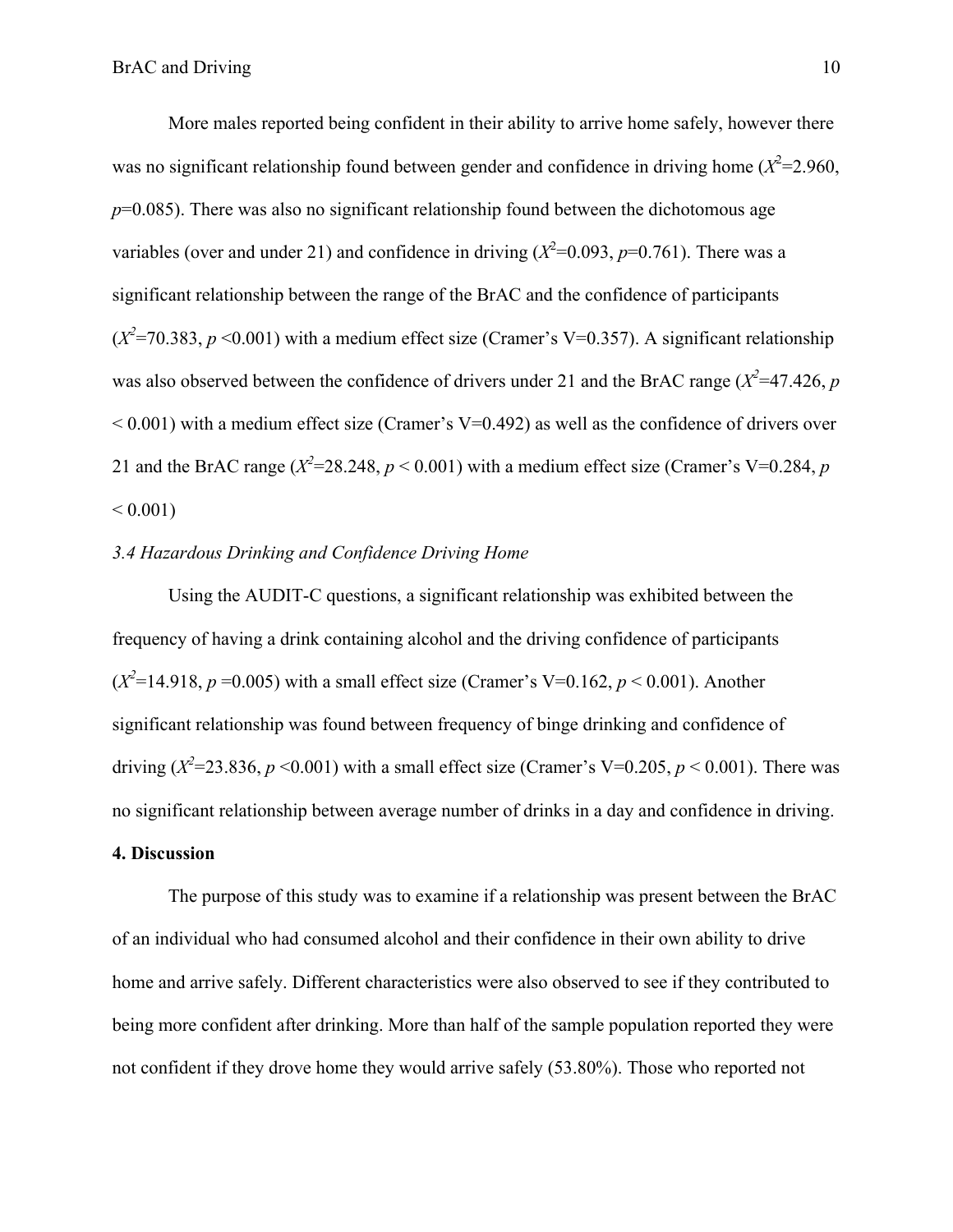More males reported being confident in their ability to arrive home safely, however there was no significant relationship found between gender and confidence in driving home ($X^2$=2.960, $p$=0.085). There was also no significant relationship found between the dichotomous age variables (over and under 21) and confidence in driving ($X^2$=0.093, $p$=0.761). There was a significant relationship between the range of the BrAC and the confidence of participants ($X^2$=70.383, $p$ <0.001) with a medium effect size (Cramer's V=0.357). A significant relationship was also observed between the confidence of drivers under 21 and the BrAC range ($X^2$=47.426, $p$ < 0.001) with a medium effect size (Cramer's V=0.492) as well as the confidence of drivers over 21 and the BrAC range ($X^2$=28.248, $p$ < 0.001) with a medium effect size (Cramer's V=0.284, $p$ < 0.001)

### *3.4 Hazardous Drinking and Confidence Driving Home*

Using the AUDIT-C questions, a significant relationship was exhibited between the frequency of having a drink containing alcohol and the driving confidence of participants ($X^2$=14.918, $p$ =0.005) with a small effect size (Cramer's V=0.162, $p$ < 0.001). Another significant relationship was found between frequency of binge drinking and confidence of driving ($X^2$=23.836, $p$ <0.001) with a small effect size (Cramer's V=0.205, $p$ < 0.001). There was no significant relationship between average number of drinks in a day and confidence in driving.

## 4. Discussion

The purpose of this study was to examine if a relationship was present between the BrAC of an individual who had consumed alcohol and their confidence in their own ability to drive home and arrive safely. Different characteristics were also observed to see if they contributed to being more confident after drinking. More than half of the sample population reported they were not confident if they drove home they would arrive safely (53.80%). Those who reported not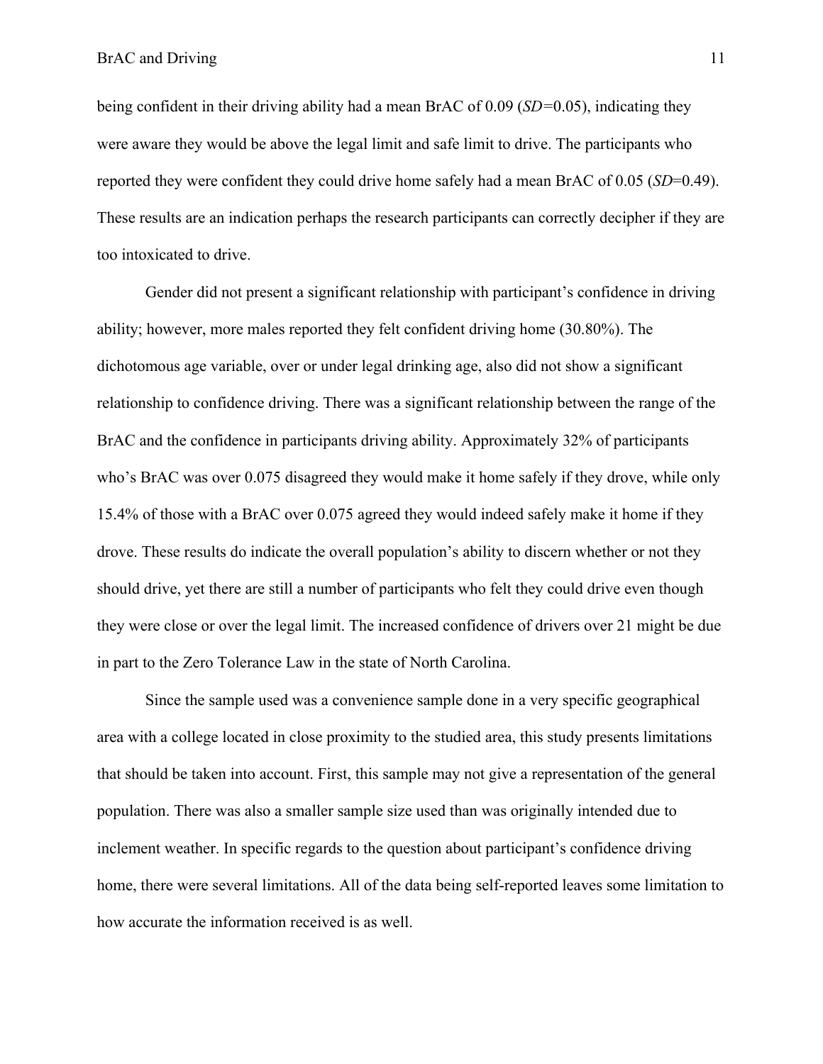being confident in their driving ability had a mean BrAC of 0.09 (*SD=*0.05), indicating they were aware they would be above the legal limit and safe limit to drive. The participants who reported they were confident they could drive home safely had a mean BrAC of 0.05 (*SD*=0.49). These results are an indication perhaps the research participants can correctly decipher if they are too intoxicated to drive.

Gender did not present a significant relationship with participant's confidence in driving ability; however, more males reported they felt confident driving home (30.80%). The dichotomous age variable, over or under legal drinking age, also did not show a significant relationship to confidence driving. There was a significant relationship between the range of the BrAC and the confidence in participants driving ability. Approximately 32% of participants who's BrAC was over 0.075 disagreed they would make it home safely if they drove, while only 15.4% of those with a BrAC over 0.075 agreed they would indeed safely make it home if they drove. These results do indicate the overall population's ability to discern whether or not they should drive, yet there are still a number of participants who felt they could drive even though they were close or over the legal limit. The increased confidence of drivers over 21 might be due in part to the Zero Tolerance Law in the state of North Carolina.

Since the sample used was a convenience sample done in a very specific geographical area with a college located in close proximity to the studied area, this study presents limitations that should be taken into account. First, this sample may not give a representation of the general population. There was also a smaller sample size used than was originally intended due to inclement weather. In specific regards to the question about participant's confidence driving home, there were several limitations. All of the data being self-reported leaves some limitation to how accurate the information received is as well.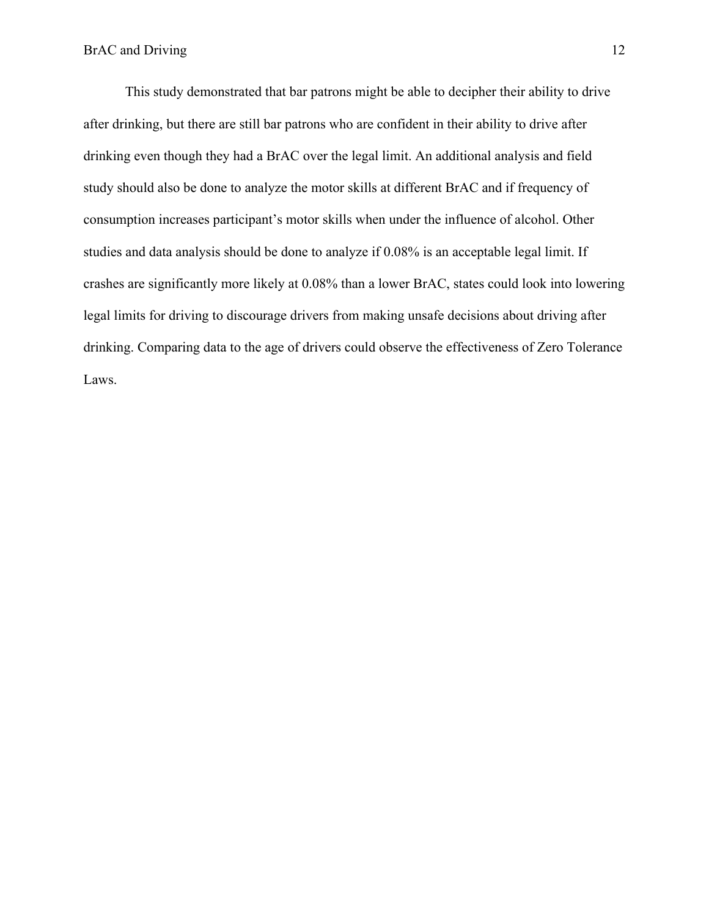This study demonstrated that bar patrons might be able to decipher their ability to drive after drinking, but there are still bar patrons who are confident in their ability to drive after drinking even though they had a BrAC over the legal limit. An additional analysis and field study should also be done to analyze the motor skills at different BrAC and if frequency of consumption increases participant's motor skills when under the influence of alcohol. Other studies and data analysis should be done to analyze if 0.08% is an acceptable legal limit. If crashes are significantly more likely at 0.08% than a lower BrAC, states could look into lowering legal limits for driving to discourage drivers from making unsafe decisions about driving after drinking. Comparing data to the age of drivers could observe the effectiveness of Zero Tolerance Laws.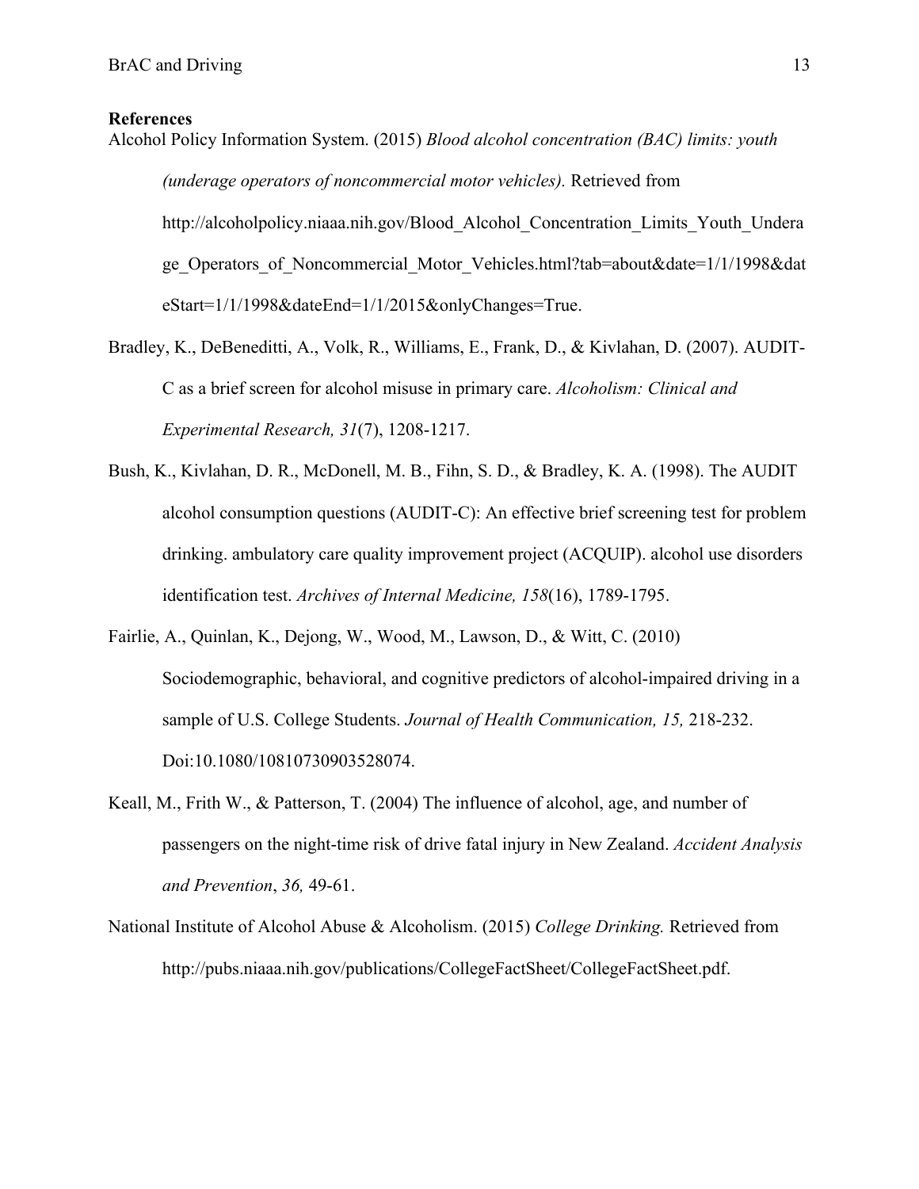**References**

Alcohol Policy Information System. (2015) *Blood alcohol concentration (BAC) limits: youth (underage operators of noncommercial motor vehicles).* Retrieved from http://alcoholpolicy.niaaa.nih.gov/Blood_Alcohol_Concentration_Limits_Youth_Underage_Operators_of_Noncommercial_Motor_Vehicles.html?tab=about&date=1/1/1998&dateStart=1/1/1998&dateEnd=1/1/2015&onlyChanges=True.

Bradley, K., DeBeneditti, A., Volk, R., Williams, E., Frank, D., & Kivlahan, D. (2007). AUDIT-C as a brief screen for alcohol misuse in primary care. *Alcoholism: Clinical and Experimental Research, 31*(7), 1208-1217.

Bush, K., Kivlahan, D. R., McDonell, M. B., Fihn, S. D., & Bradley, K. A. (1998). The AUDIT alcohol consumption questions (AUDIT-C): An effective brief screening test for problem drinking. ambulatory care quality improvement project (ACQUIP). alcohol use disorders identification test. *Archives of Internal Medicine, 158*(16), 1789-1795.

Fairlie, A., Quinlan, K., Dejong, W., Wood, M., Lawson, D., & Witt, C. (2010) Sociodemographic, behavioral, and cognitive predictors of alcohol-impaired driving in a sample of U.S. College Students. *Journal of Health Communication, 15,* 218-232. Doi:10.1080/10810730903528074.

Keall, M., Frith W., & Patterson, T. (2004) The influence of alcohol, age, and number of passengers on the night-time risk of drive fatal injury in New Zealand. *Accident Analysis and Prevention*, *36,* 49-61.

National Institute of Alcohol Abuse & Alcoholism. (2015) *College Drinking.* Retrieved from http://pubs.niaaa.nih.gov/publications/CollegeFactSheet/CollegeFactSheet.pdf.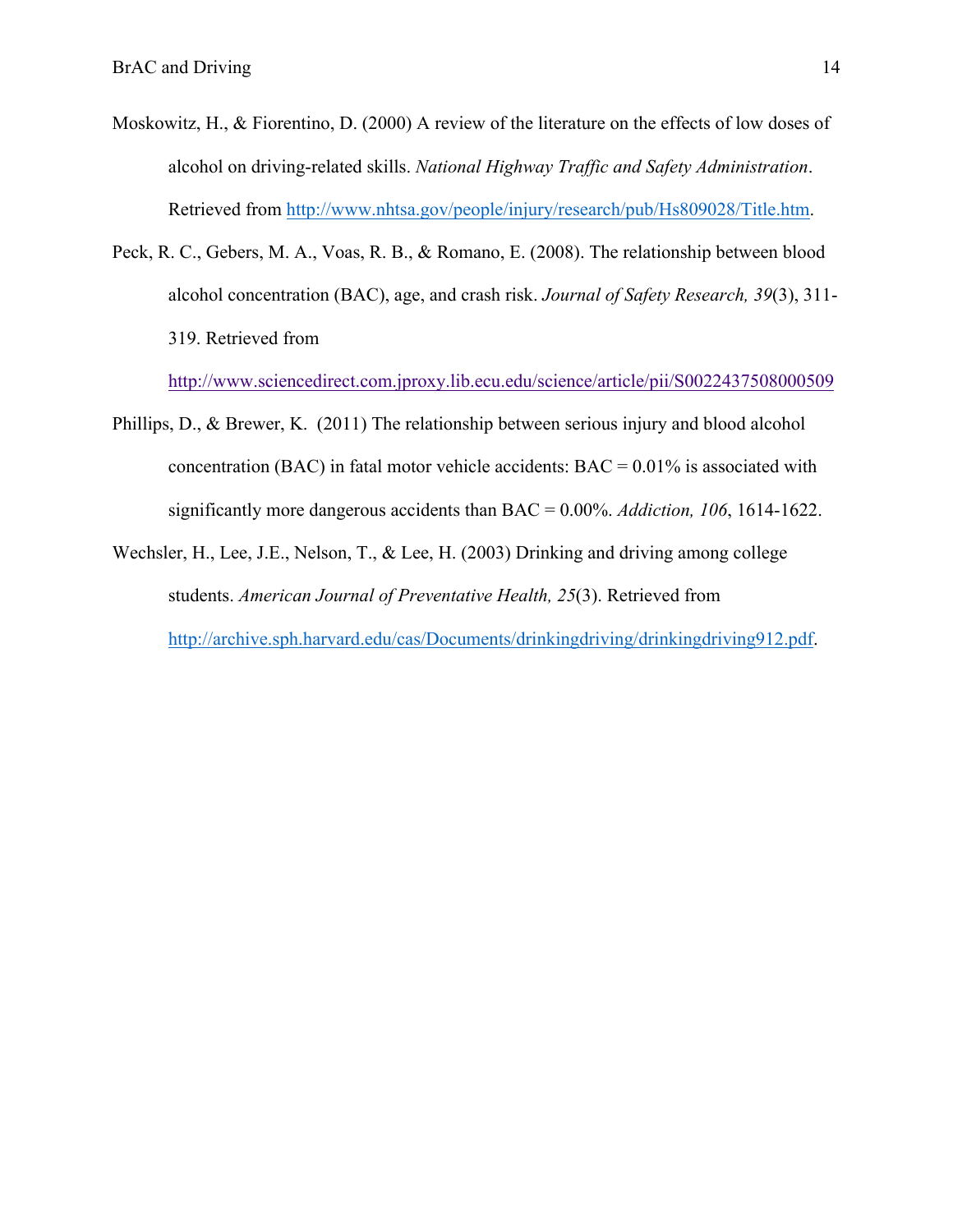Moskowitz, H., & Fiorentino, D. (2000) A review of the literature on the effects of low doses of alcohol on driving-related skills. *National Highway Traffic and Safety Administration*. Retrieved from http://www.nhtsa.gov/people/injury/research/pub/Hs809028/Title.htm.

Peck, R. C., Gebers, M. A., Voas, R. B., & Romano, E. (2008). The relationship between blood alcohol concentration (BAC), age, and crash risk. *Journal of Safety Research, 39*(3), 311-319. Retrieved from http://www.sciencedirect.com.jproxy.lib.ecu.edu/science/article/pii/S0022437508000509

Phillips, D., & Brewer, K. (2011) The relationship between serious injury and blood alcohol concentration (BAC) in fatal motor vehicle accidents: BAC = 0.01% is associated with significantly more dangerous accidents than BAC = 0.00%. *Addiction, 106*, 1614-1622.

Wechsler, H., Lee, J.E., Nelson, T., & Lee, H. (2003) Drinking and driving among college students. *American Journal of Preventative Health, 25*(3). Retrieved from http://archive.sph.harvard.edu/cas/Documents/drinkingdriving/drinkingdriving912.pdf.